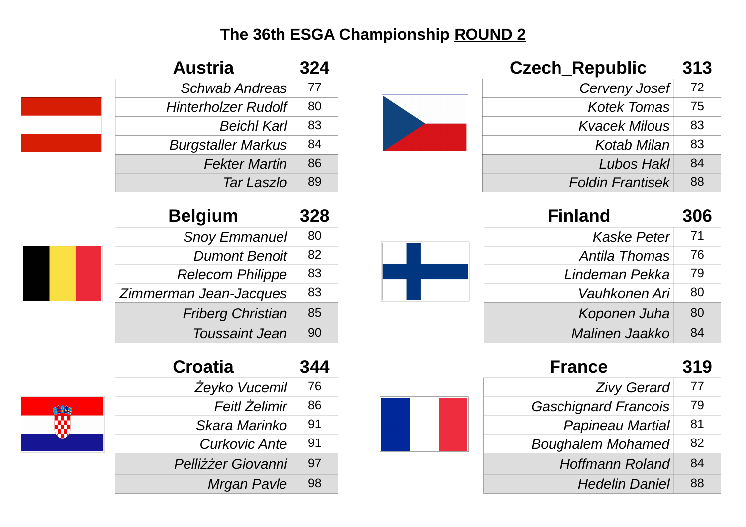# The 36th ESGA Championship <u>ROUND 2</u>

| Austria | 324 |
| --- | --- |
| *Schwab Andreas* | 77 |
| *Hinterholzer Rudolf* | 80 |
| *Beichl Karl* | 83 |
| *Burgstaller Markus* | 84 |
| *Fekter Martin* | 86 |
| *Tar Laszlo* | 89 |

| Czech_Republic | 313 |
| --- | --- |
| *Cerveny Josef* | 72 |
| *Kotek Tomas* | 75 |
| *Kvacek Milous* | 83 |
| *Kotab Milan* | 83 |
| *Lubos Hakl* | 84 |
| *Foldin Frantisek* | 88 |

| Belgium | 328 |
| --- | --- |
| *Snoy Emmanuel* | 80 |
| *Dumont Benoit* | 82 |
| *Relecom Philippe* | 83 |
| *Zimmerman Jean-Jacques* | 83 |
| *Friberg Christian* | 85 |
| *Toussaint Jean* | 90 |

| Finland | 306 |
| --- | --- |
| *Kaske Peter* | 71 |
| *Antila Thomas* | 76 |
| *Lindeman Pekka* | 79 |
| *Vauhkonen Ari* | 80 |
| *Koponen Juha* | 80 |
| *Malinen Jaakko* | 84 |

| Croatia | 344 |
| --- | --- |
| *Żeyko Vucemil* | 76 |
| *Feitl Żelimir* | 86 |
| *Skara Marinko* | 91 |
| *Curkovic Ante* | 91 |
| *Pelliżżer Giovanni* | 97 |
| *Mrgan Pavle* | 98 |

| France | 319 |
| --- | --- |
| *Zivy Gerard* | 77 |
| *Gaschignard Francois* | 79 |
| *Papineau Martial* | 81 |
| *Boughalem Mohamed* | 82 |
| *Hoffmann Roland* | 84 |
| *Hedelin Daniel* | 88 |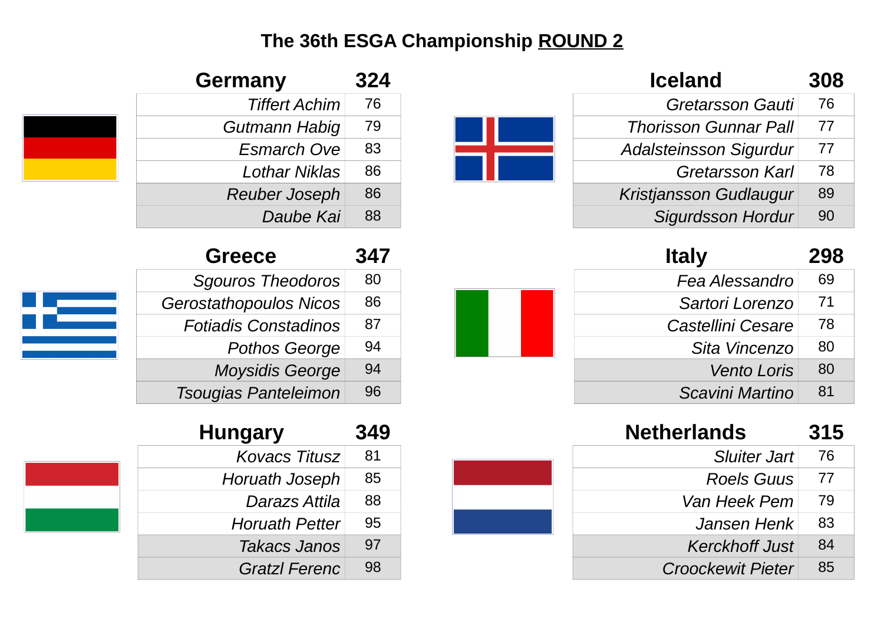# The 36th ESGA Championship ROUND 2

| Germany | 324 |
|---|---|
| *Tiffert Achim* | 76 |
| *Gutmann Habig* | 79 |
| *Esmarch Ove* | 83 |
| *Lothar Niklas* | 86 |
| *Reuber Joseph* | 86 |
| *Daube Kai* | 88 |

| Iceland | 308 |
|---|---|
| *Gretarsson Gauti* | 76 |
| *Thorisson Gunnar Pall* | 77 |
| *Adalsteinsson Sigurdur* | 77 |
| *Gretarsson Karl* | 78 |
| *Kristjansson Gudlaugur* | 89 |
| *Sigurdsson Hordur* | 90 |

| Greece | 347 |
|---|---|
| *Sgouros Theodoros* | 80 |
| *Gerostathopoulos Nicos* | 86 |
| *Fotiadis Constadinos* | 87 |
| *Pothos George* | 94 |
| *Moysidis George* | 94 |
| *Tsougias Panteleimon* | 96 |

| Italy | 298 |
|---|---|
| *Fea Alessandro* | 69 |
| *Sartori Lorenzo* | 71 |
| *Castellini Cesare* | 78 |
| *Sita Vincenzo* | 80 |
| *Vento Loris* | 80 |
| *Scavini Martino* | 81 |

| Hungary | 349 |
|---|---|
| *Kovacs Titusz* | 81 |
| *Horuath Joseph* | 85 |
| *Darazs Attila* | 88 |
| *Horuath Petter* | 95 |
| *Takacs Janos* | 97 |
| *Gratzl Ferenc* | 98 |

| Netherlands | 315 |
|---|---|
| *Sluiter Jart* | 76 |
| *Roels Guus* | 77 |
| *Van Heek Pem* | 79 |
| *Jansen Henk* | 83 |
| *Kerckhoff Just* | 84 |
| *Croockewit Pieter* | 85 |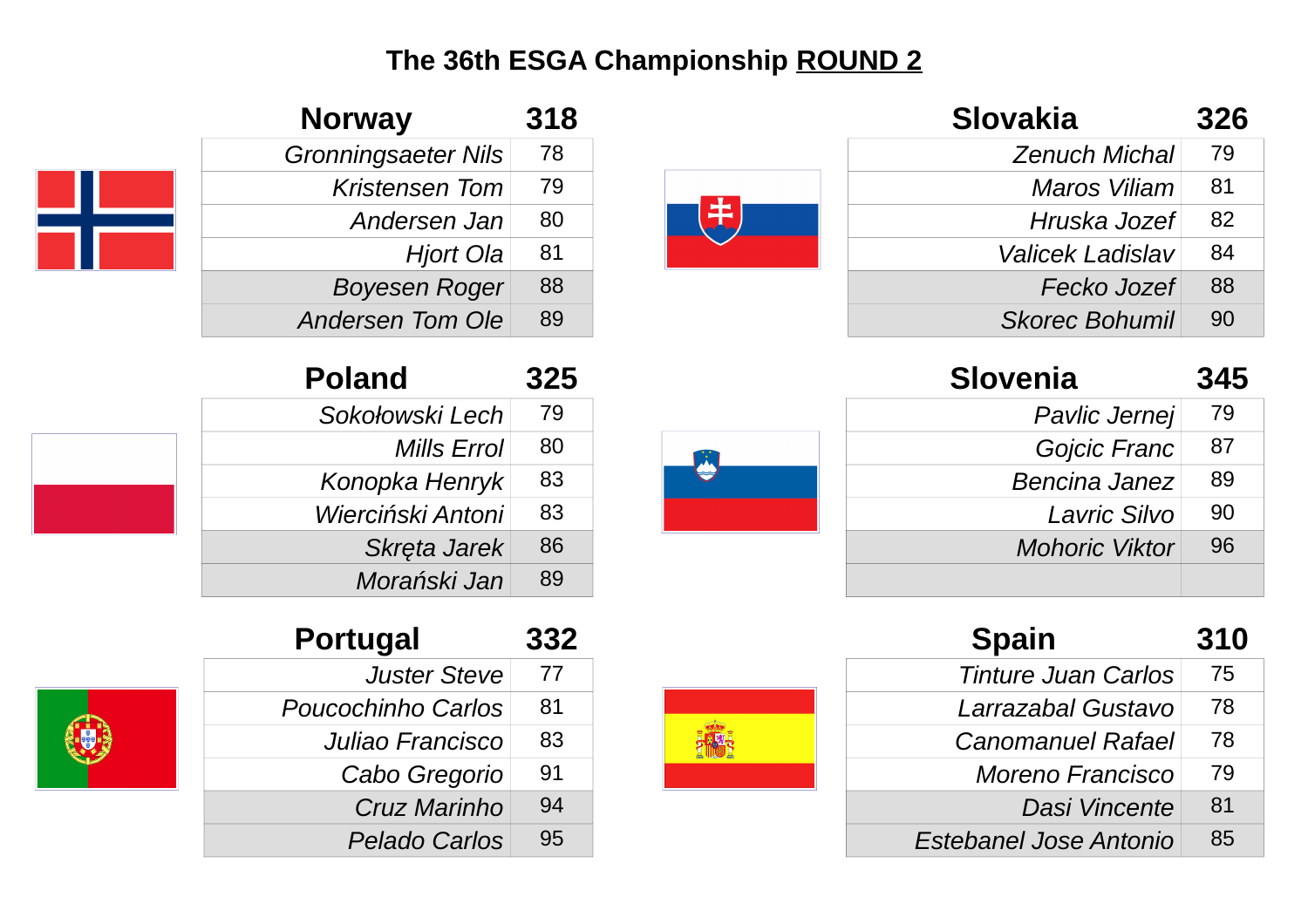# The 36th ESGA Championship ROUND 2

| Norway | 318 |
|---|---|
| *Gronningsaeter Nils* | 78 |
| *Kristensen Tom* | 79 |
| *Andersen Jan* | 80 |
| *Hjort Ola* | 81 |
| *Boyesen Roger* | 88 |
| *Andersen Tom Ole* | 89 |

| Slovakia | 326 |
|---|---|
| *Zenuch Michal* | 79 |
| *Maros Viliam* | 81 |
| *Hruska Jozef* | 82 |
| *Valicek Ladislav* | 84 |
| *Fecko Jozef* | 88 |
| *Skorec Bohumil* | 90 |

| Poland | 325 |
|---|---|
| *Sokołowski Lech* | 79 |
| *Mills Errol* | 80 |
| *Konopka Henryk* | 83 |
| *Wierciński Antoni* | 83 |
| *Skręta Jarek* | 86 |
| *Morański Jan* | 89 |

| Slovenia | 345 |
|---|---|
| *Pavlic Jernej* | 79 |
| *Gojcic Franc* | 87 |
| *Bencina Janez* | 89 |
| *Lavric Silvo* | 90 |
| *Mohoric Viktor* | 96 |
| | |

| Portugal | 332 |
|---|---|
| *Juster Steve* | 77 |
| *Poucochinho Carlos* | 81 |
| *Juliao Francisco* | 83 |
| *Cabo Gregorio* | 91 |
| *Cruz Marinho* | 94 |
| *Pelado Carlos* | 95 |

| Spain | 310 |
|---|---|
| *Tinture Juan Carlos* | 75 |
| *Larrazabal Gustavo* | 78 |
| *Canomanuel Rafael* | 78 |
| *Moreno Francisco* | 79 |
| *Dasi Vincente* | 81 |
| *Estebanel Jose Antonio* | 85 |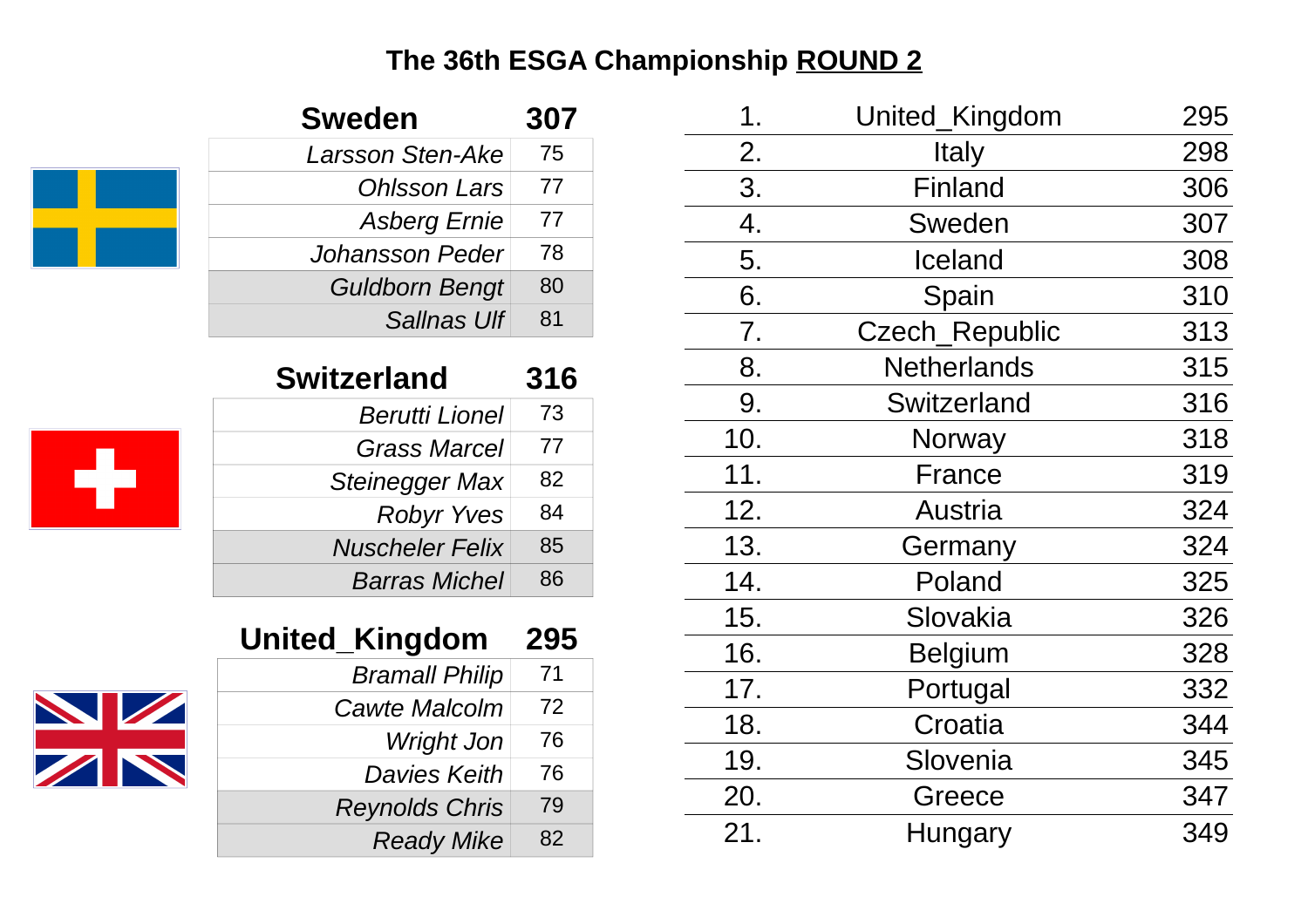# The 36th ESGA Championship ROUND 2

| Sweden | 307 |
| --- | --- |
| *Larsson Sten-Ake* | 75 |
| *Ohlsson Lars* | 77 |
| *Asberg Ernie* | 77 |
| *Johansson Peder* | 78 |
| *Guldborn Bengt* | 80 |
| *Sallnas Ulf* | 81 |

| Switzerland | 316 |
| --- | --- |
| *Berutti Lionel* | 73 |
| *Grass Marcel* | 77 |
| *Steinegger Max* | 82 |
| *Robyr Yves* | 84 |
| *Nuscheler Felix* | 85 |
| *Barras Michel* | 86 |

| United_Kingdom | 295 |
| --- | --- |
| *Bramall Philip* | 71 |
| *Cawte Malcolm* | 72 |
| *Wright Jon* | 76 |
| *Davies Keith* | 76 |
| *Reynolds Chris* | 79 |
| *Ready Mike* | 82 |

| | | |
| --- | --- | --- |
| 1. | United_Kingdom | 295 |
| 2. | Italy | 298 |
| 3. | Finland | 306 |
| 4. | Sweden | 307 |
| 5. | Iceland | 308 |
| 6. | Spain | 310 |
| 7. | Czech_Republic | 313 |
| 8. | Netherlands | 315 |
| 9. | Switzerland | 316 |
| 10. | Norway | 318 |
| 11. | France | 319 |
| 12. | Austria | 324 |
| 13. | Germany | 324 |
| 14. | Poland | 325 |
| 15. | Slovakia | 326 |
| 16. | Belgium | 328 |
| 17. | Portugal | 332 |
| 18. | Croatia | 344 |
| 19. | Slovenia | 345 |
| 20. | Greece | 347 |
| 21. | Hungary | 349 |